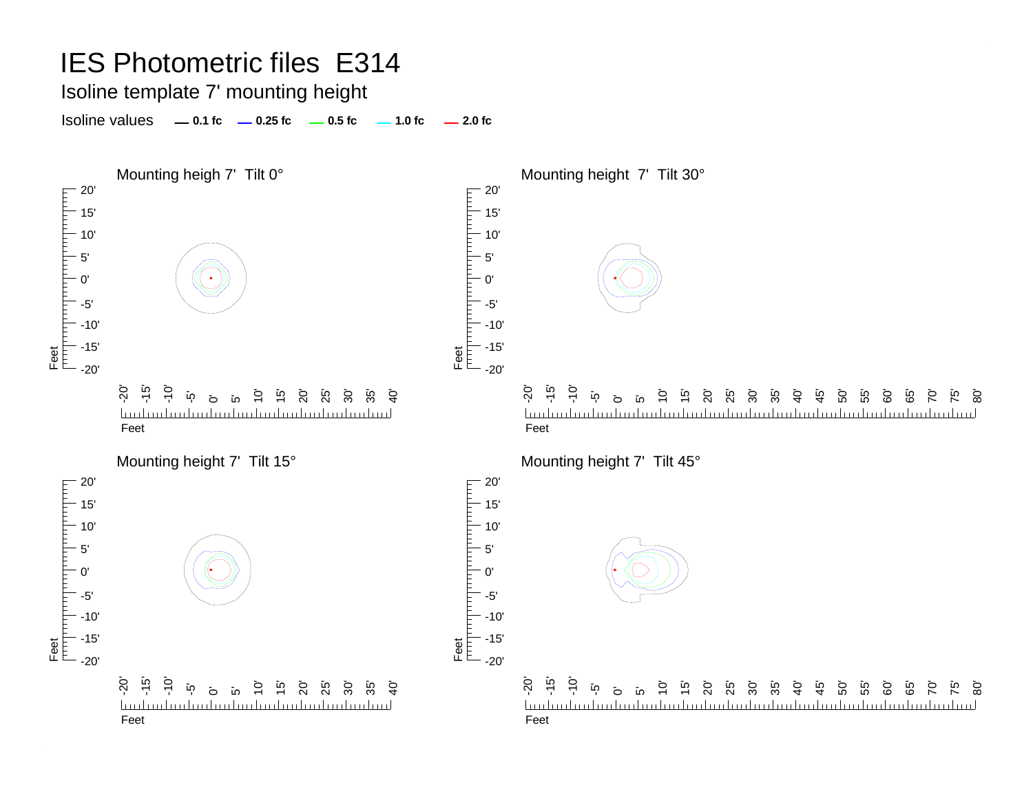# IES Photometric files E314

## Isoline template 7' mounting height

Isoline values **0.1 fc** **0.25 fc** **0.5 fc** **1.0 fc** **2.0 fc**

Mounting heigh 7' Tilt 0°

Mounting height 7' Tilt 30°

Mounting height 7' Tilt 15°

Mounting height 7' Tilt 45°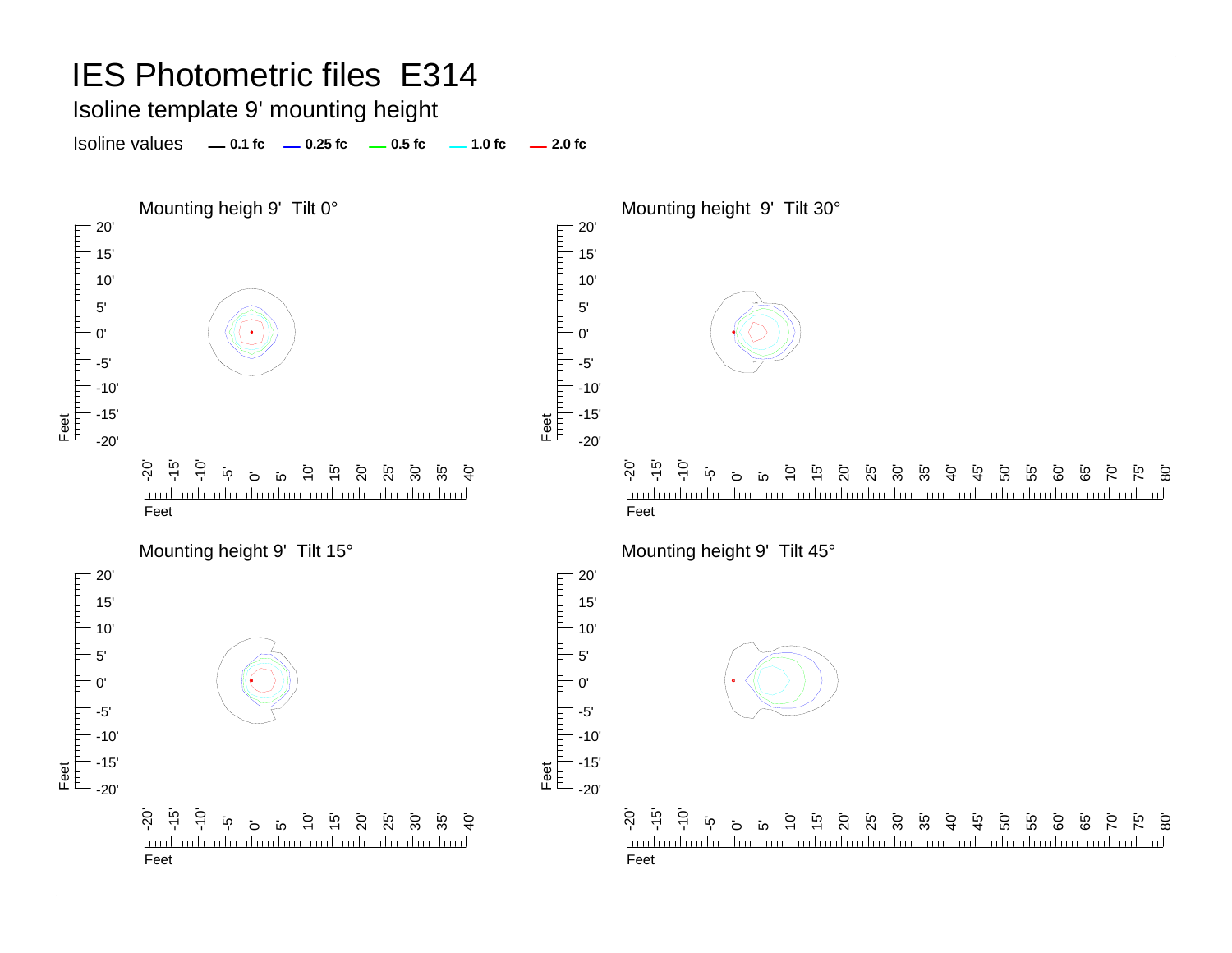# IES Photometric files E314

## Isoline template 9' mounting height

Isoline values — 0.1 fc — 0.25 fc — 0.5 fc — 1.0 fc — 2.0 fc

### Mounting heigh 9' Tilt 0°

### Mounting height 9' Tilt 30°

### Mounting height 9' Tilt 15°

### Mounting height 9' Tilt 45°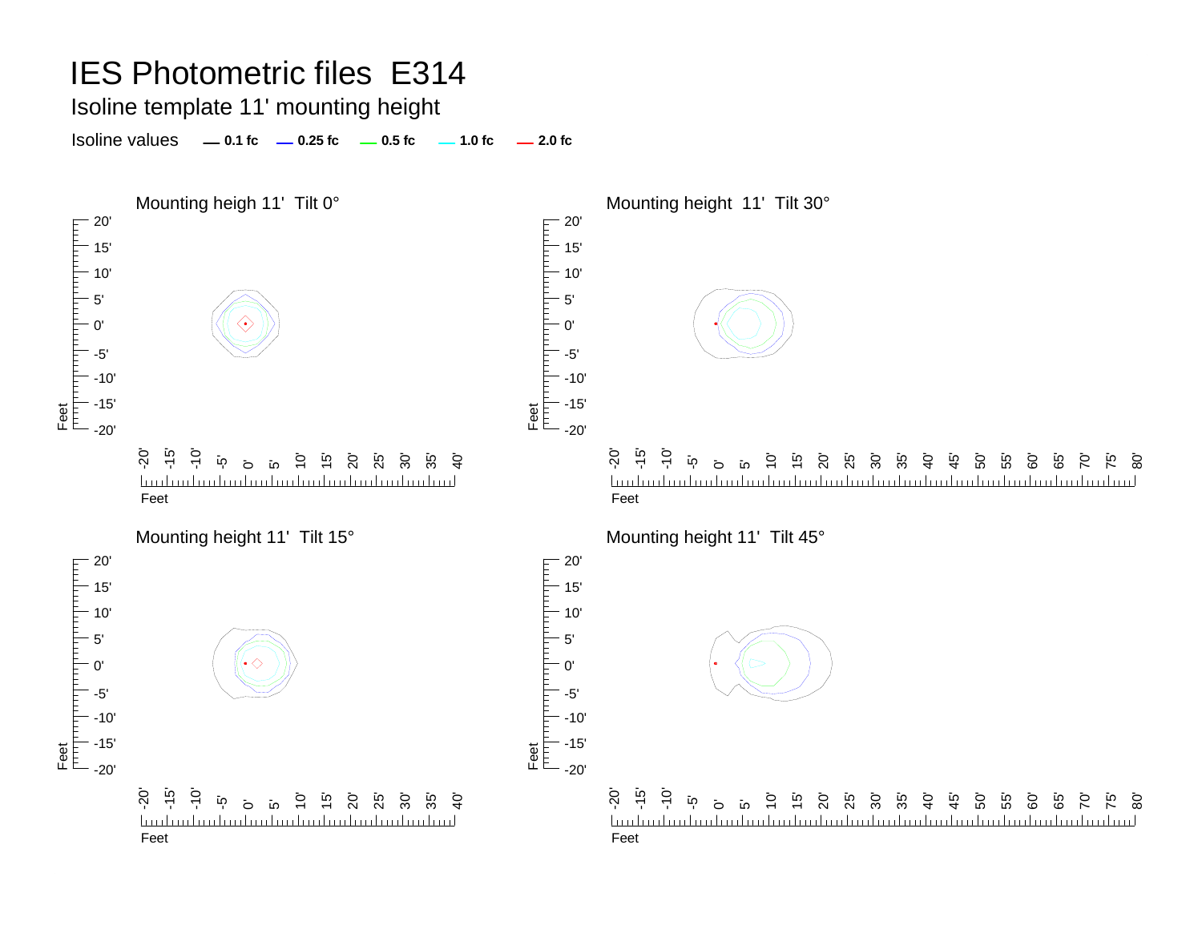# IES Photometric files E314

## Isoline template 11' mounting height

Isoline values — 0.1 fc — 0.25 fc — 0.5 fc — 1.0 fc — 2.0 fc

### Mounting heigh 11' Tilt 0°

### Mounting height 11' Tilt 30°

### Mounting height 11' Tilt 15°

### Mounting height 11' Tilt 45°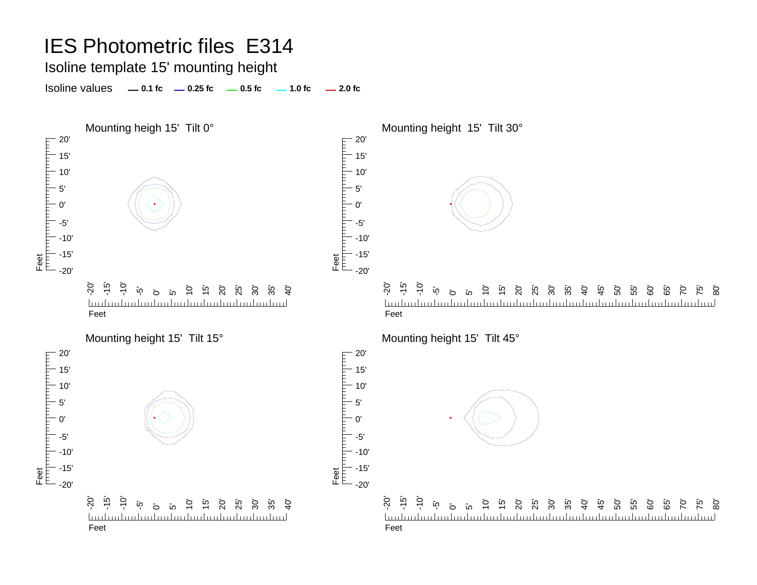# IES Photometric files E314

## Isoline template 15' mounting height

Isoline values — 0.1 fc — 0.25 fc — 0.5 fc — 1.0 fc — 2.0 fc

Mounting heigh 15' Tilt 0°

Mounting height 15' Tilt 30°

Mounting height 15' Tilt 15°

Mounting height 15' Tilt 45°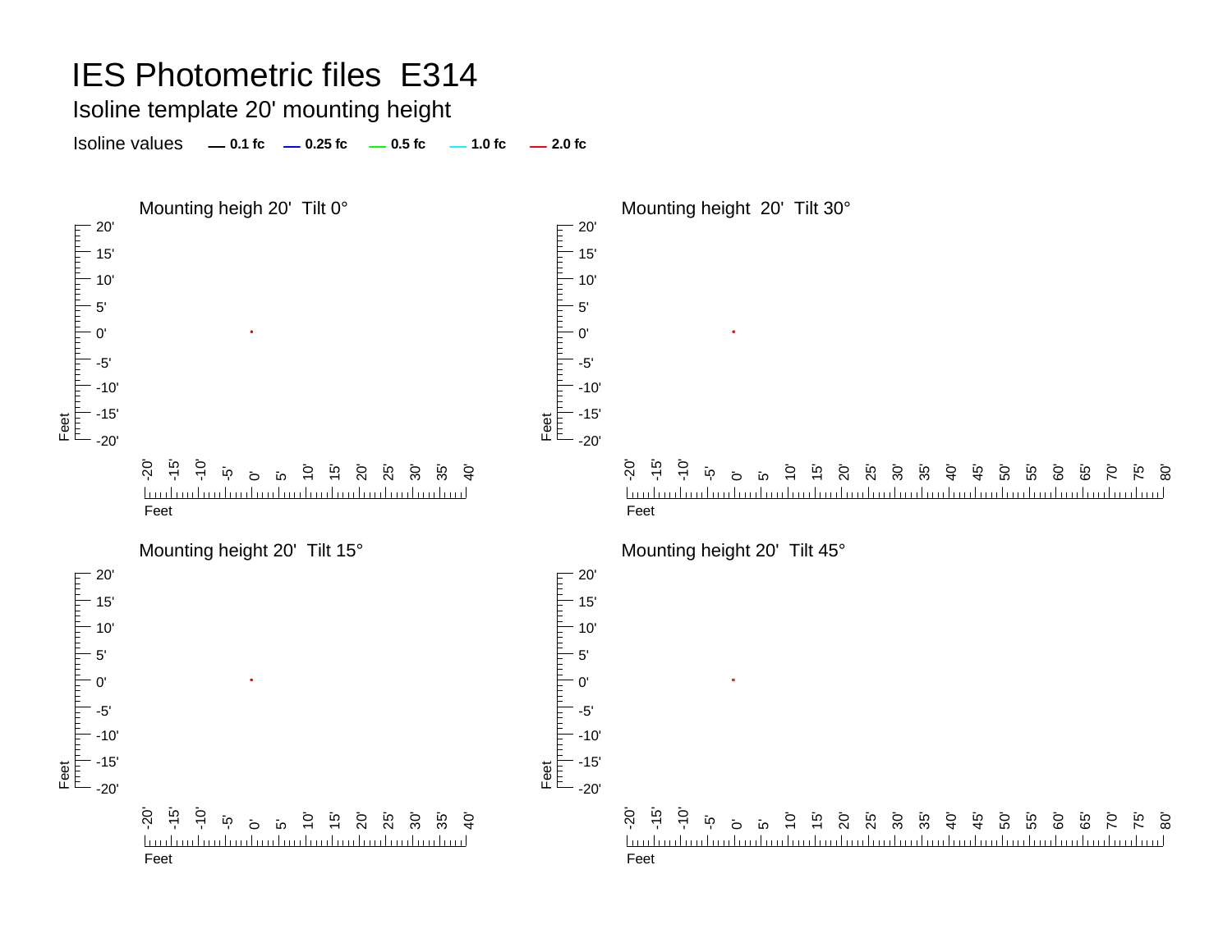# IES Photometric files E314

## Isoline template 20' mounting height

Isoline values — 0.1 fc — 0.25 fc — 0.5 fc — 1.0 fc — 2.0 fc

### Mounting heigh 20' Tilt 0°

Feet: 20', 15', 10', 5', 0', -5', -10', -15', -20'

Feet: -20', -15', -10', -5', 0', 5', 10', 15', 20', 25', 30', 35', 40'

### Mounting height 20' Tilt 30°

Feet: 20', 15', 10', 5', 0', -5', -10', -15', -20'

Feet: -20', -15', -10', -5', 0', 5', 10', 15', 20', 25', 30', 35', 40', 45', 50', 55', 60', 65', 70', 75', 80'

### Mounting height 20' Tilt 15°

Feet: 20', 15', 10', 5', 0', -5', -10', -15', -20'

Feet: -20', -15', -10', -5', 0', 5', 10', 15', 20', 25', 30', 35', 40'

### Mounting height 20' Tilt 45°

Feet: 20', 15', 10', 5', 0', -5', -10', -15', -20'

Feet: -20', -15', -10', -5', 0', 5', 10', 15', 20', 25', 30', 35', 40', 45', 50', 55', 60', 65', 70', 75', 80'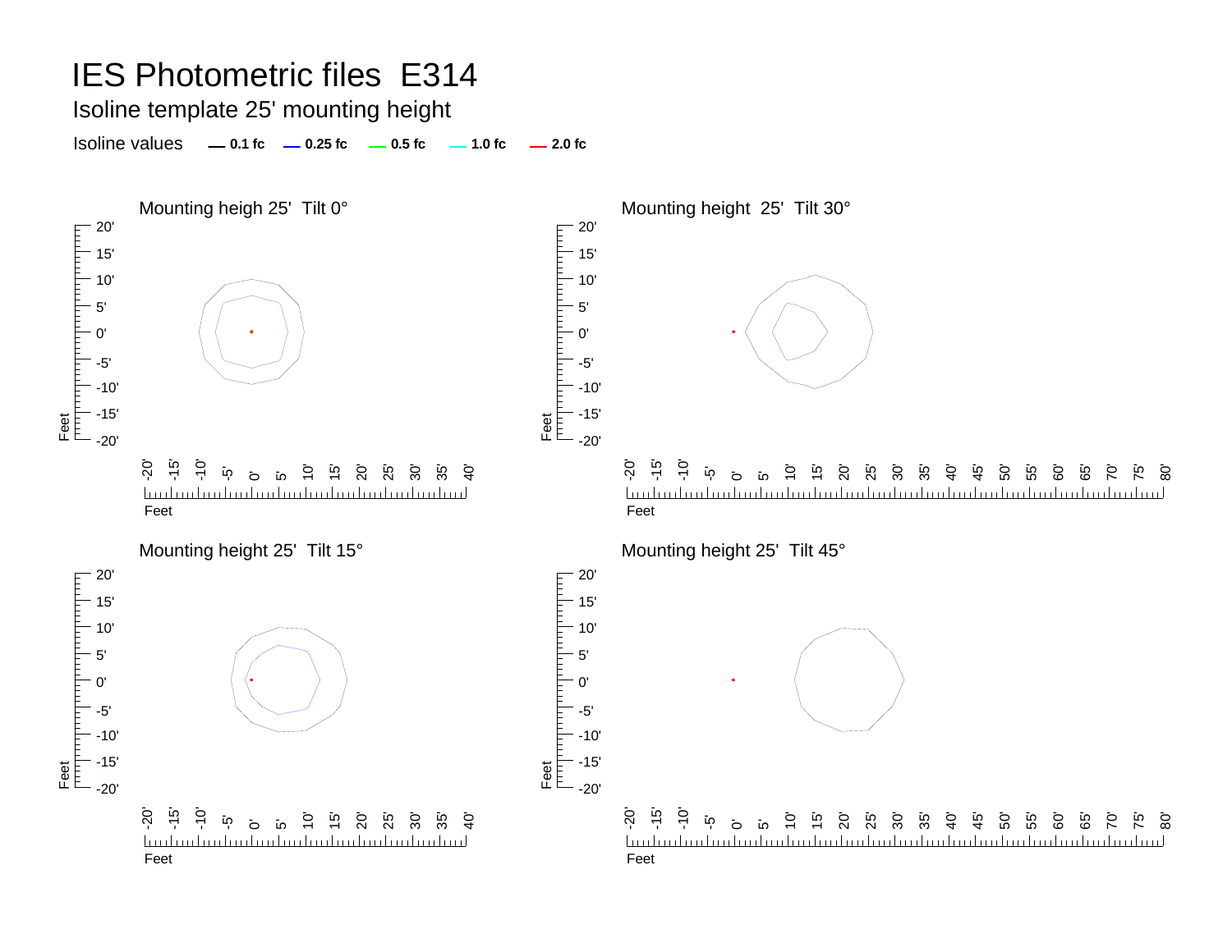# IES Photometric files E314

## Isoline template 25' mounting height

Isoline values — 0.1 fc — 0.25 fc — 0.5 fc — 1.0 fc — 2.0 fc

### Mounting heigh 25' Tilt 0°

### Mounting height 25' Tilt 30°

### Mounting height 25' Tilt 15°

### Mounting height 25' Tilt 45°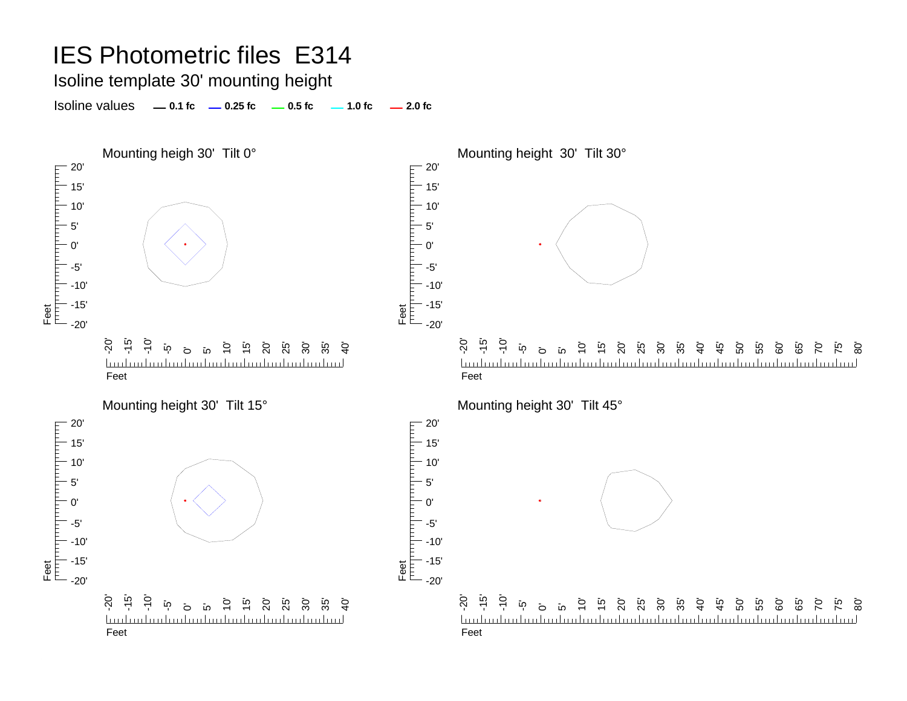# IES Photometric files E314

## Isoline template 30' mounting height

Isoline values — 0.1 fc — 0.25 fc — 0.5 fc — 1.0 fc — 2.0 fc

Mounting heigh 30' Tilt 0°

20' 15' 10' 5' 0' -5' -10' -15' -20'

Feet

-20' -15' -10' -5' 0' 5' 10' 15' 20' 25' 30' 35' 40'

Feet

Mounting height 30' Tilt 30°

20' 15' 10' 5' 0' -5' -10' -15' -20'

Feet

-20' -15' -10' -5' 0' 5' 10' 15' 20' 25' 30' 35' 40' 45' 50' 55' 60' 65' 70' 75' 80'

Feet

Mounting height 30' Tilt 15°

20' 15' 10' 5' 0' -5' -10' -15' -20'

Feet

-20' -15' -10' -5' 0' 5' 10' 15' 20' 25' 30' 35' 40'

Feet

Mounting height 30' Tilt 45°

20' 15' 10' 5' 0' -5' -10' -15' -20'

Feet

-20' -15' -10' -5' 0' 5' 10' 15' 20' 25' 30' 35' 40' 45' 50' 55' 60' 65' 70' 75' 80'

Feet